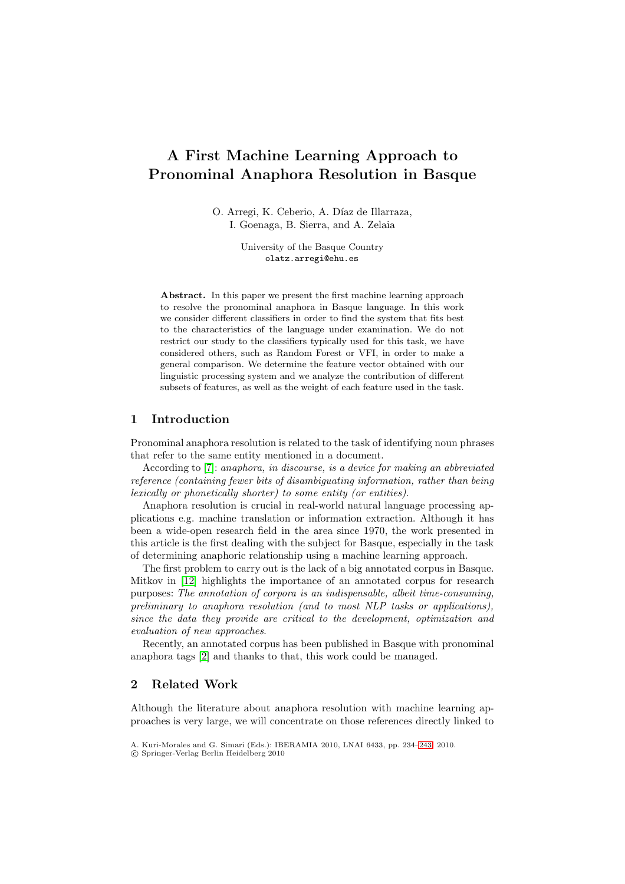# A First Machine Learning Approach to Pronominal Anaphora Resolution in Basque

O. Arregi, K. Ceberio, A. Díaz de Illarraza,
I. Goenaga, B. Sierra, and A. Zelaia

University of the Basque Country
olatz.arregi@ehu.es

**Abstract.** In this paper we present the first machine learning approach to resolve the pronominal anaphora in Basque language. In this work we consider different classifiers in order to find the system that fits best to the characteristics of the language under examination. We do not restrict our study to the classifiers typically used for this task, we have considered others, such as Random Forest or VFI, in order to make a general comparison. We determine the feature vector obtained with our linguistic processing system and we analyze the contribution of different subsets of features, as well as the weight of each feature used in the task.

## 1 Introduction

Pronominal anaphora resolution is related to the task of identifying noun phrases that refer to the same entity mentioned in a document.

According to [7]: *anaphora, in discourse, is a device for making an abbreviated reference (containing fewer bits of disambiguating information, rather than being lexically or phonetically shorter) to some entity (or entities).*

Anaphora resolution is crucial in real-world natural language processing applications e.g. machine translation or information extraction. Although it has been a wide-open research field in the area since 1970, the work presented in this article is the first dealing with the subject for Basque, especially in the task of determining anaphoric relationship using a machine learning approach.

The first problem to carry out is the lack of a big annotated corpus in Basque. Mitkov in [12] highlights the importance of an annotated corpus for research purposes: *The annotation of corpora is an indispensable, albeit time-consuming, preliminary to anaphora resolution (and to most NLP tasks or applications), since the data they provide are critical to the development, optimization and evaluation of new approaches.*

Recently, an annotated corpus has been published in Basque with pronominal anaphora tags [2] and thanks to that, this work could be managed.

## 2 Related Work

Although the literature about anaphora resolution with machine learning approaches is very large, we will concentrate on those references directly linked to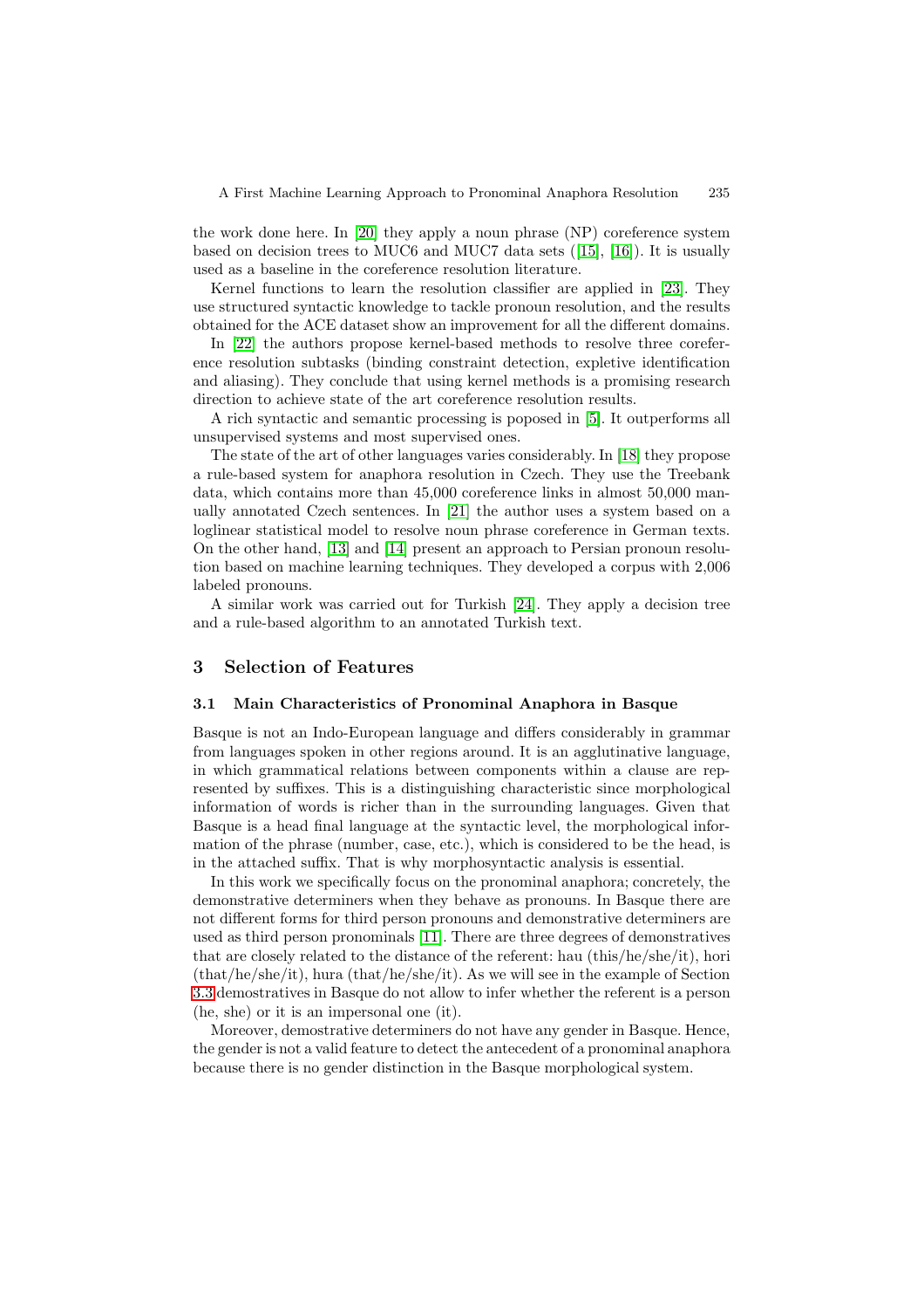the work done here. In [20] they apply a noun phrase (NP) coreference system based on decision trees to MUC6 and MUC7 data sets ([15], [16]). It is usually used as a baseline in the coreference resolution literature.

Kernel functions to learn the resolution classifier are applied in [23]. They use structured syntactic knowledge to tackle pronoun resolution, and the results obtained for the ACE dataset show an improvement for all the different domains.

In [22] the authors propose kernel-based methods to resolve three coreference resolution subtasks (binding constraint detection, expletive identification and aliasing). They conclude that using kernel methods is a promising research direction to achieve state of the art coreference resolution results.

A rich syntactic and semantic processing is poposed in [5]. It outperforms all unsupervised systems and most supervised ones.

The state of the art of other languages varies considerably. In [18] they propose a rule-based system for anaphora resolution in Czech. They use the Treebank data, which contains more than 45,000 coreference links in almost 50,000 manually annotated Czech sentences. In [21] the author uses a system based on a loglinear statistical model to resolve noun phrase coreference in German texts. On the other hand, [13] and [14] present an approach to Persian pronoun resolution based on machine learning techniques. They developed a corpus with 2,006 labeled pronouns.

A similar work was carried out for Turkish [24]. They apply a decision tree and a rule-based algorithm to an annotated Turkish text.

## 3 Selection of Features

### 3.1 Main Characteristics of Pronominal Anaphora in Basque

Basque is not an Indo-European language and differs considerably in grammar from languages spoken in other regions around. It is an agglutinative language, in which grammatical relations between components within a clause are represented by suffixes. This is a distinguishing characteristic since morphological information of words is richer than in the surrounding languages. Given that Basque is a head final language at the syntactic level, the morphological information of the phrase (number, case, etc.), which is considered to be the head, is in the attached suffix. That is why morphosyntactic analysis is essential.

In this work we specifically focus on the pronominal anaphora; concretely, the demonstrative determiners when they behave as pronouns. In Basque there are not different forms for third person pronouns and demonstrative determiners are used as third person pronominals [11]. There are three degrees of demonstratives that are closely related to the distance of the referent: hau (this/he/she/it), hori (that/he/she/it), hura (that/he/she/it). As we will see in the example of Section 3.3 demostratives in Basque do not allow to infer whether the referent is a person (he, she) or it is an impersonal one (it).

Moreover, demostrative determiners do not have any gender in Basque. Hence, the gender is not a valid feature to detect the antecedent of a pronominal anaphora because there is no gender distinction in the Basque morphological system.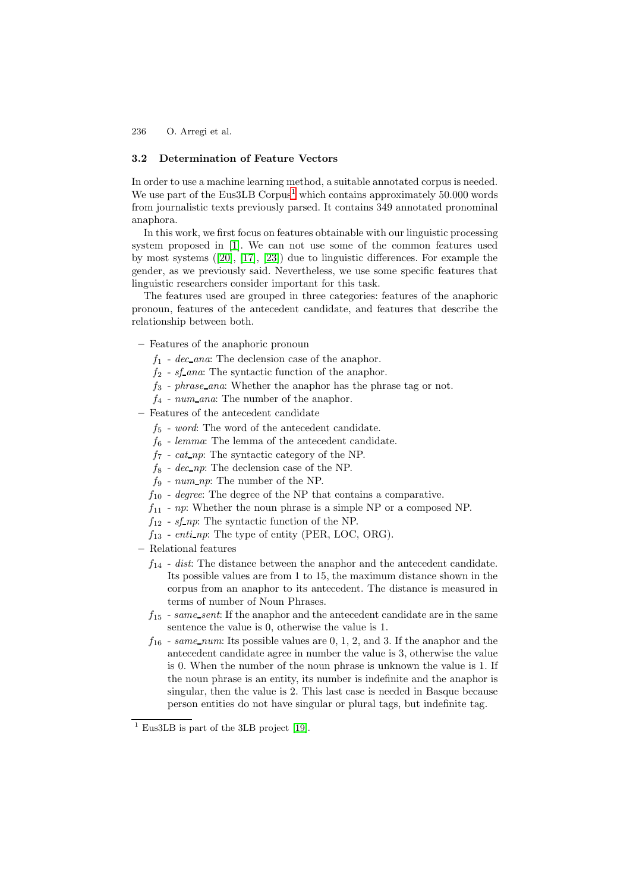### 3.2 Determination of Feature Vectors

In order to use a machine learning method, a suitable annotated corpus is needed. We use part of the Eus3LB Corpus[1] which contains approximately 50.000 words from journalistic texts previously parsed. It contains 349 annotated pronominal anaphora.

In this work, we first focus on features obtainable with our linguistic processing system proposed in [1]. We can not use some of the common features used by most systems ([20], [17], [23]) due to linguistic differences. For example the gender, as we previously said. Nevertheless, we use some specific features that linguistic researchers consider important for this task.

The features used are grouped in three categories: features of the anaphoric pronoun, features of the antecedent candidate, and features that describe the relationship between both.

- Features of the anaphoric pronoun
  - $f_1$ - *dec_ana*: The declension case of the anaphor.
  - $f_2$ - *sf_ana*: The syntactic function of the anaphor.
  - $f_3$ - *phrase_ana*: Whether the anaphor has the phrase tag or not.
  - $f_4$ - *num_ana*: The number of the anaphor.
- Features of the antecedent candidate
  - $f_5$ - *word*: The word of the antecedent candidate.
  - $f_6$ - *lemma*: The lemma of the antecedent candidate.
  - $f_7$ - *cat_np*: The syntactic category of the NP.
  - $f_8$ - *dec_np*: The declension case of the NP.
  - $f_9$ - *num_np*: The number of the NP.
  - $f_{10}$ - *degree*: The degree of the NP that contains a comparative.
  - $f_{11}$ - *np*: Whether the noun phrase is a simple NP or a composed NP.
  - $f_{12}$ - *sf_np*: The syntactic function of the NP.
  - $f_{13}$ - *enti_np*: The type of entity (PER, LOC, ORG).
- Relational features
  - $f_{14}$ - *dist*: The distance between the anaphor and the antecedent candidate. Its possible values are from 1 to 15, the maximum distance shown in the corpus from an anaphor to its antecedent. The distance is measured in terms of number of Noun Phrases.
  - $f_{15}$ - *same_sent*: If the anaphor and the antecedent candidate are in the same sentence the value is 0, otherwise the value is 1.
  - $f_{16}$ - *same_num*: Its possible values are 0, 1, 2, and 3. If the anaphor and the antecedent candidate agree in number the value is 3, otherwise the value is 0. When the number of the noun phrase is unknown the value is 1. If the noun phrase is an entity, its number is indefinite and the anaphor is singular, then the value is 2. This last case is needed in Basque because person entities do not have singular or plural tags, but indefinite tag.

[1] Eus3LB is part of the 3LB project [19].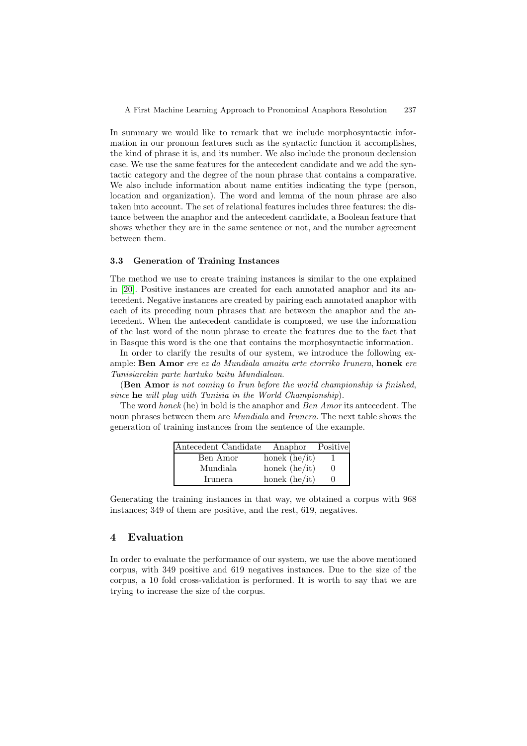In summary we would like to remark that we include morphosyntactic information in our pronoun features such as the syntactic function it accomplishes, the kind of phrase it is, and its number. We also include the pronoun declension case. We use the same features for the antecedent candidate and we add the syntactic category and the degree of the noun phrase that contains a comparative. We also include information about name entities indicating the type (person, location and organization). The word and lemma of the noun phrase are also taken into account. The set of relational features includes three features: the distance between the anaphor and the antecedent candidate, a Boolean feature that shows whether they are in the same sentence or not, and the number agreement between them.

### 3.3 Generation of Training Instances

The method we use to create training instances is similar to the one explained in [20]. Positive instances are created for each annotated anaphor and its antecedent. Negative instances are created by pairing each annotated anaphor with each of its preceding noun phrases that are between the anaphor and the antecedent. When the antecedent candidate is composed, we use the information of the last word of the noun phrase to create the features due to the fact that in Basque this word is the one that contains the morphosyntactic information.

In order to clarify the results of our system, we introduce the following example: **Ben Amor** *ere ez da Mundiala amaitu arte etorriko Irunera*, **honek** *ere Tunisiarekin parte hartuko baitu Mundialean*.

(**Ben Amor** *is not coming to Irun before the world championship is finished*, *since* **he** *will play with Tunisia in the World Championship*).

The word *honek* (he) in bold is the anaphor and *Ben Amor* its antecedent. The noun phrases between them are *Mundiala* and *Irunera*. The next table shows the generation of training instances from the sentence of the example.

| Antecedent Candidate | Anaphor | Positive |
|---|---|---|
| Ben Amor | honek (he/it) | 1 |
| Mundiala | honek (he/it) | 0 |
| Irunera | honek (he/it) | 0 |

Generating the training instances in that way, we obtained a corpus with 968 instances; 349 of them are positive, and the rest, 619, negatives.

## 4 Evaluation

In order to evaluate the performance of our system, we use the above mentioned corpus, with 349 positive and 619 negatives instances. Due to the size of the corpus, a 10 fold cross-validation is performed. It is worth to say that we are trying to increase the size of the corpus.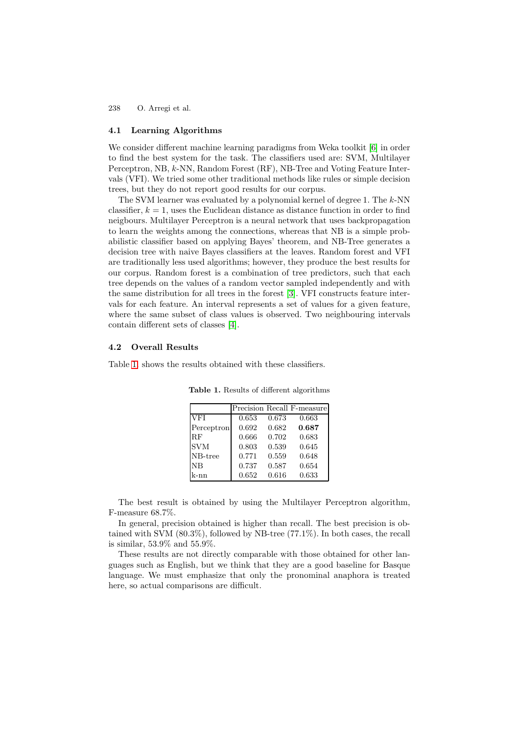### 4.1 Learning Algorithms

We consider different machine learning paradigms from Weka toolkit [6] in order to find the best system for the task. The classifiers used are: SVM, Multilayer Perceptron, NB, $k$-NN, Random Forest (RF), NB-Tree and Voting Feature Intervals (VFI). We tried some other traditional methods like rules or simple decision trees, but they do not report good results for our corpus.

The SVM learner was evaluated by a polynomial kernel of degree 1. The $k$-NN classifier, $k = 1$, uses the Euclidean distance as distance function in order to find neigbours. Multilayer Perceptron is a neural network that uses backpropagation to learn the weights among the connections, whereas that NB is a simple probabilistic classifier based on applying Bayes' theorem, and NB-Tree generates a decision tree with naive Bayes classifiers at the leaves. Random forest and VFI are traditionally less used algorithms; however, they produce the best results for our corpus. Random forest is a combination of tree predictors, such that each tree depends on the values of a random vector sampled independently and with the same distribution for all trees in the forest [3]. VFI constructs feature intervals for each feature. An interval represents a set of values for a given feature, where the same subset of class values is observed. Two neighbouring intervals contain different sets of classes [4].

### 4.2 Overall Results

Table 1 shows the results obtained with these classifiers.

**Table 1.** Results of different algorithms

| | Precision | Recall | F-measure |
|---|---|---|---|
| VFI | 0.653 | 0.673 | 0.663 |
| Perceptron | 0.692 | 0.682 | **0.687** |
| RF | 0.666 | 0.702 | 0.683 |
| SVM | 0.803 | 0.539 | 0.645 |
| NB-tree | 0.771 | 0.559 | 0.648 |
| NB | 0.737 | 0.587 | 0.654 |
| k-nn | 0.652 | 0.616 | 0.633 |

The best result is obtained by using the Multilayer Perceptron algorithm, F-measure 68.7%.

In general, precision obtained is higher than recall. The best precision is obtained with SVM (80.3%), followed by NB-tree (77.1%). In both cases, the recall is similar, 53.9% and 55.9%.

These results are not directly comparable with those obtained for other languages such as English, but we think that they are a good baseline for Basque language. We must emphasize that only the pronominal anaphora is treated here, so actual comparisons are difficult.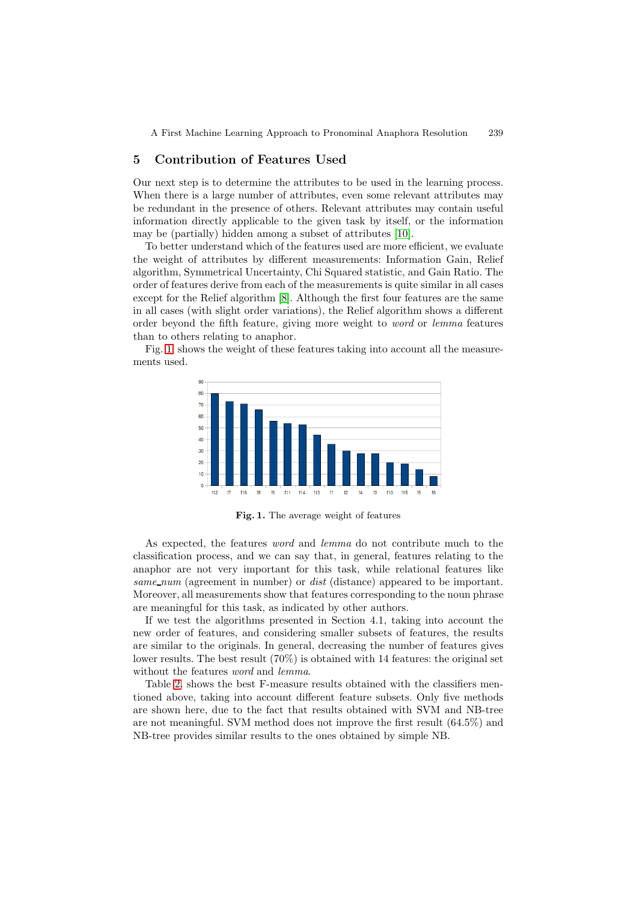## 5 Contribution of Features Used

Our next step is to determine the attributes to be used in the learning process. When there is a large number of attributes, even some relevant attributes may be redundant in the presence of others. Relevant attributes may contain useful information directly applicable to the given task by itself, or the information may be (partially) hidden among a subset of attributes [10].

To better understand which of the features used are more efficient, we evaluate the weight of attributes by different measurements: Information Gain, Relief algorithm, Symmetrical Uncertainty, Chi Squared statistic, and Gain Ratio. The order of features derive from each of the measurements is quite similar in all cases except for the Relief algorithm [8]. Although the first four features are the same in all cases (with slight order variations), the Relief algorithm shows a different order beyond the fifth feature, giving more weight to *word* or *lemma* features than to others relating to anaphor.

Fig. 1 shows the weight of these features taking into account all the measurements used.

**Fig. 1.** The average weight of features

As expected, the features *word* and *lemma* do not contribute much to the classification process, and we can say that, in general, features relating to the anaphor are not very important for this task, while relational features like *same_num* (agreement in number) or *dist* (distance) appeared to be important. Moreover, all measurements show that features corresponding to the noun phrase are meaningful for this task, as indicated by other authors.

If we test the algorithms presented in Section 4.1, taking into account the new order of features, and considering smaller subsets of features, the results are similar to the originals. In general, decreasing the number of features gives lower results. The best result (70%) is obtained with 14 features: the original set without the features *word* and *lemma*.

Table 2, shows the best F-measure results obtained with the classifiers mentioned above, taking into account different feature subsets. Only five methods are shown here, due to the fact that results obtained with SVM and NB-tree are not meaningful. SVM method does not improve the first result (64.5%) and NB-tree provides similar results to the ones obtained by simple NB.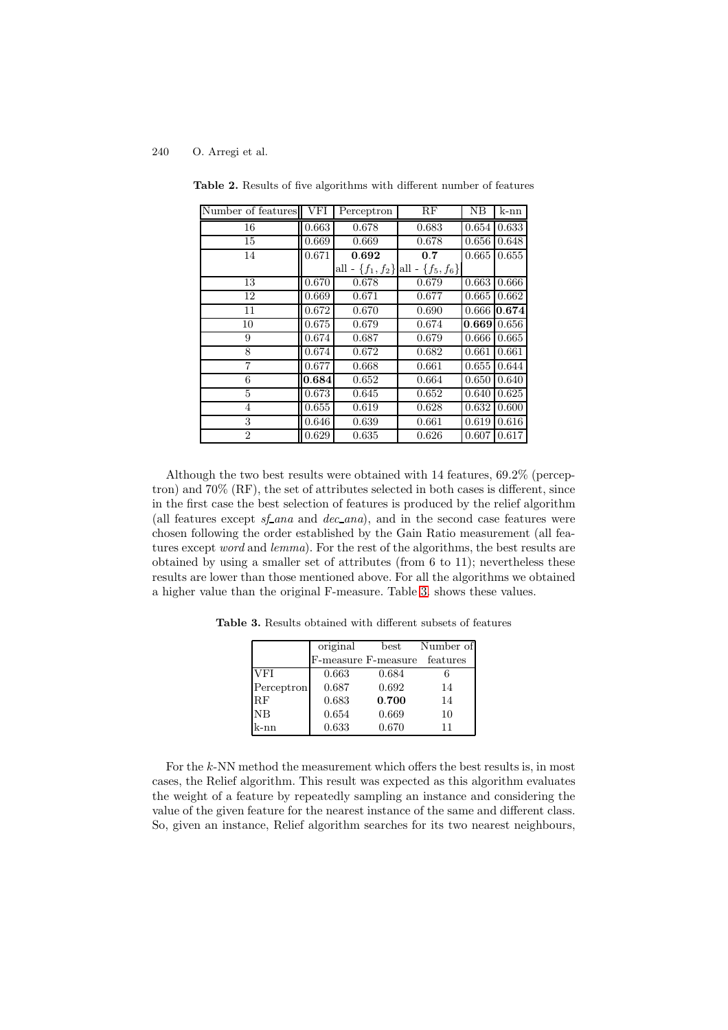**Table 2.** Results of five algorithms with different number of features

| Number of features | VFI | Perceptron | RF | NB | k-nn |
|---|---|---|---|---|---|
| 16 | 0.663 | 0.678 | 0.683 | 0.654 | 0.633 |
| 15 | 0.669 | 0.669 | 0.678 | 0.656 | 0.648 |
| 14 | 0.671 | **0.692** all - $\{f_1, f_2\}$ | **0.7** all - $\{f_5, f_6\}$ | 0.665 | 0.655 |
| 13 | 0.670 | 0.678 | 0.679 | 0.663 | 0.666 |
| 12 | 0.669 | 0.671 | 0.677 | 0.665 | 0.662 |
| 11 | 0.672 | 0.670 | 0.690 | 0.666 | **0.674** |
| 10 | 0.675 | 0.679 | 0.674 | **0.669** | 0.656 |
| 9 | 0.674 | 0.687 | 0.679 | 0.666 | 0.665 |
| 8 | 0.674 | 0.672 | 0.682 | 0.661 | 0.661 |
| 7 | 0.677 | 0.668 | 0.661 | 0.655 | 0.644 |
| 6 | **0.684** | 0.652 | 0.664 | 0.650 | 0.640 |
| 5 | 0.673 | 0.645 | 0.652 | 0.640 | 0.625 |
| 4 | 0.655 | 0.619 | 0.628 | 0.632 | 0.600 |
| 3 | 0.646 | 0.639 | 0.661 | 0.619 | 0.616 |
| 2 | 0.629 | 0.635 | 0.626 | 0.607 | 0.617 |

Although the two best results were obtained with 14 features, 69.2% (perceptron) and 70% (RF), the set of attributes selected in both cases is different, since in the first case the best selection of features is produced by the relief algorithm (all features except *sf_ana* and *dec_ana*), and in the second case features were chosen following the order established by the Gain Ratio measurement (all features except *word* and *lemma*). For the rest of the algorithms, the best results are obtained by using a smaller set of attributes (from 6 to 11); nevertheless these results are lower than those mentioned above. For all the algorithms we obtained a higher value than the original F-measure. Table 3. shows these values.

**Table 3.** Results obtained with different subsets of features

| | original F-measure | best F-measure | Number of features |
|---|---|---|---|
| VFI | 0.663 | 0.684 | 6 |
| Perceptron | 0.687 | 0.692 | 14 |
| RF | 0.683 | **0.700** | 14 |
| NB | 0.654 | 0.669 | 10 |
| k-nn | 0.633 | 0.670 | 11 |

For the *k*-NN method the measurement which offers the best results is, in most cases, the Relief algorithm. This result was expected as this algorithm evaluates the weight of a feature by repeatedly sampling an instance and considering the value of the given feature for the nearest instance of the same and different class. So, given an instance, Relief algorithm searches for its two nearest neighbours,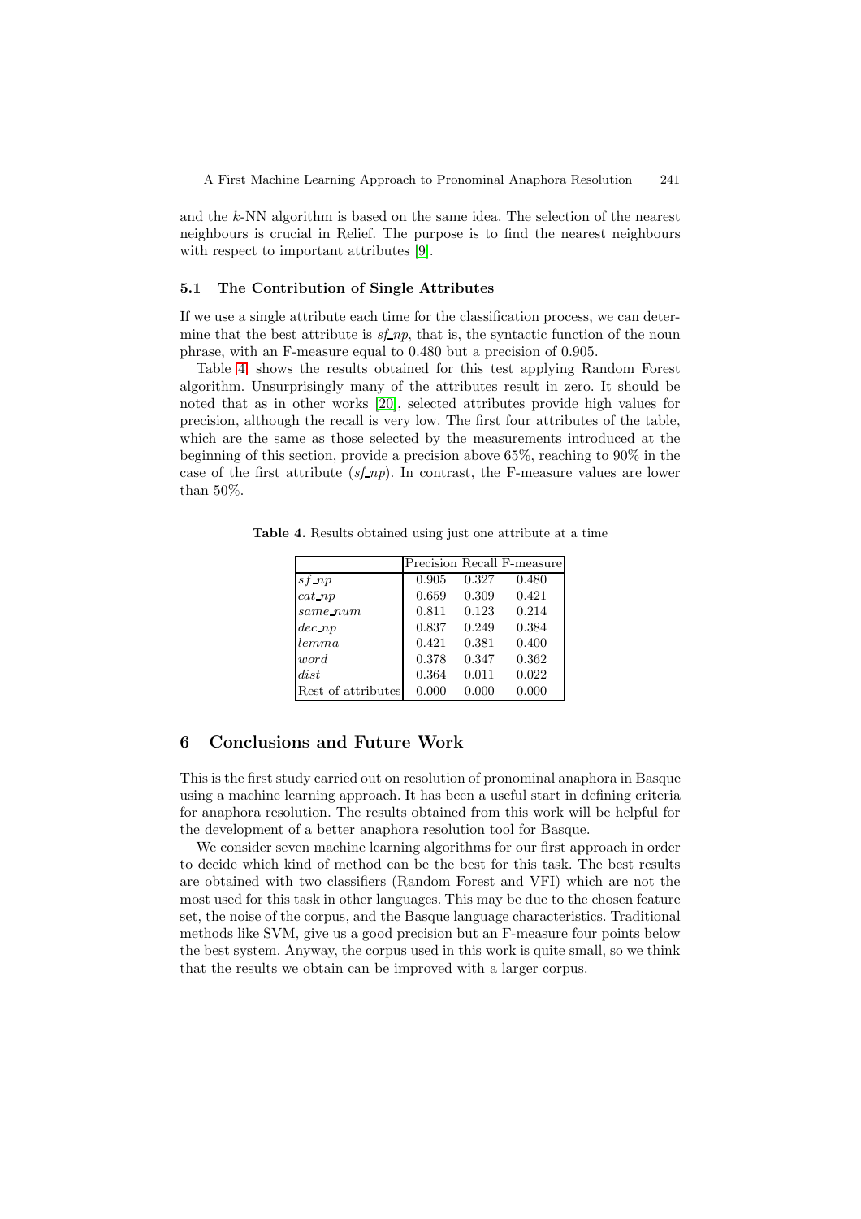and the *k*-NN algorithm is based on the same idea. The selection of the nearest neighbours is crucial in Relief. The purpose is to find the nearest neighbours with respect to important attributes [9].

### 5.1 The Contribution of Single Attributes

If we use a single attribute each time for the classification process, we can determine that the best attribute is *sf_np*, that is, the syntactic function of the noun phrase, with an F-measure equal to 0.480 but a precision of 0.905.

Table 4 shows the results obtained for this test applying Random Forest algorithm. Unsurprisingly many of the attributes result in zero. It should be noted that as in other works [20], selected attributes provide high values for precision, although the recall is very low. The first four attributes of the table, which are the same as those selected by the measurements introduced at the beginning of this section, provide a precision above 65%, reaching to 90% in the case of the first attribute (*sf_np*). In contrast, the F-measure values are lower than 50%.

**Table 4.** Results obtained using just one attribute at a time

| | Precision | Recall | F-measure |
|---|---|---|---|
| *sf_np* | 0.905 | 0.327 | 0.480 |
| *cat_np* | 0.659 | 0.309 | 0.421 |
| *same_num* | 0.811 | 0.123 | 0.214 |
| *dec_np* | 0.837 | 0.249 | 0.384 |
| *lemma* | 0.421 | 0.381 | 0.400 |
| *word* | 0.378 | 0.347 | 0.362 |
| *dist* | 0.364 | 0.011 | 0.022 |
| Rest of attributes | 0.000 | 0.000 | 0.000 |

## 6 Conclusions and Future Work

This is the first study carried out on resolution of pronominal anaphora in Basque using a machine learning approach. It has been a useful start in defining criteria for anaphora resolution. The results obtained from this work will be helpful for the development of a better anaphora resolution tool for Basque.

We consider seven machine learning algorithms for our first approach in order to decide which kind of method can be the best for this task. The best results are obtained with two classifiers (Random Forest and VFI) which are not the most used for this task in other languages. This may be due to the chosen feature set, the noise of the corpus, and the Basque language characteristics. Traditional methods like SVM, give us a good precision but an F-measure four points below the best system. Anyway, the corpus used in this work is quite small, so we think that the results we obtain can be improved with a larger corpus.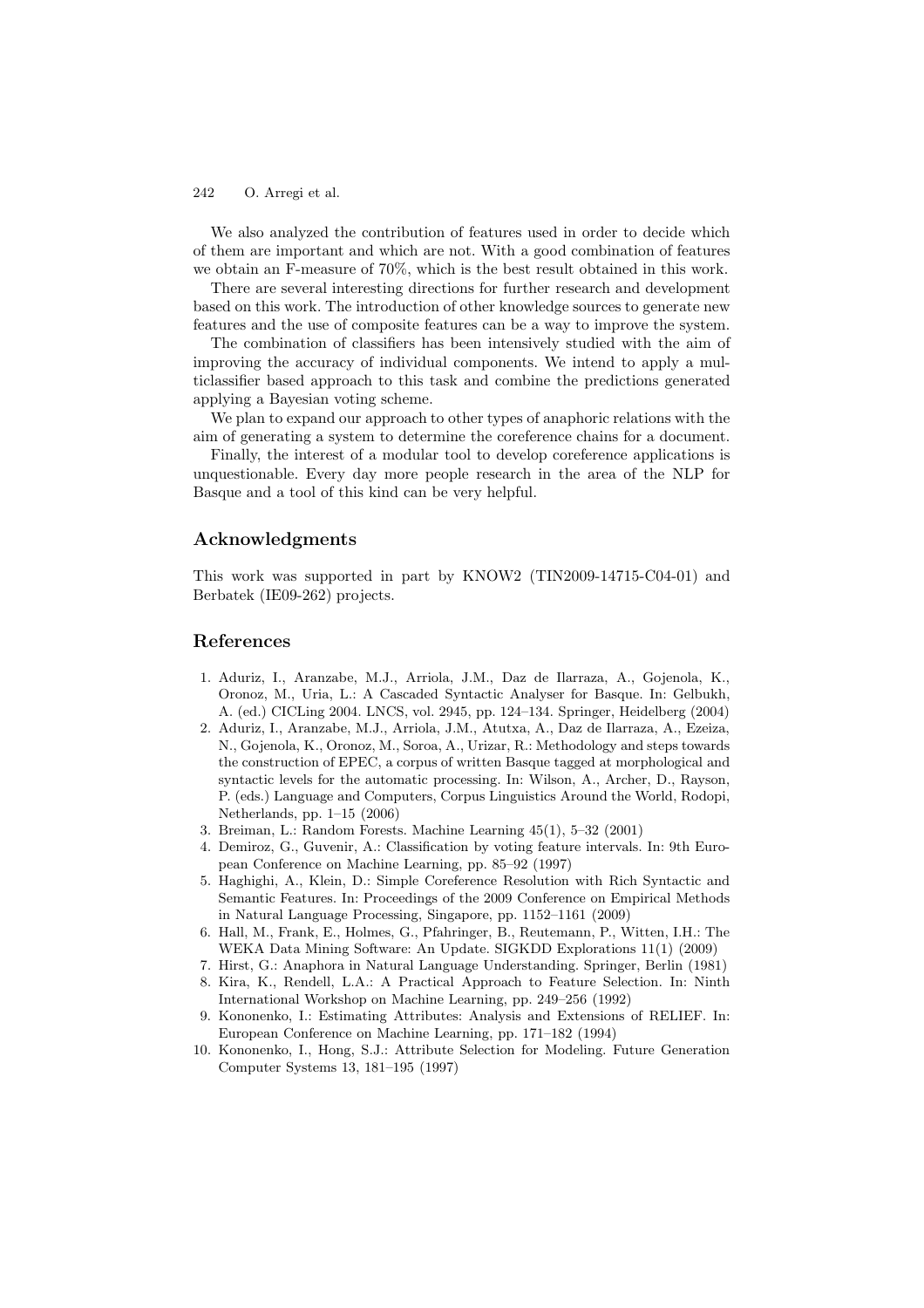We also analyzed the contribution of features used in order to decide which of them are important and which are not. With a good combination of features we obtain an F-measure of 70%, which is the best result obtained in this work.

There are several interesting directions for further research and development based on this work. The introduction of other knowledge sources to generate new features and the use of composite features can be a way to improve the system.

The combination of classifiers has been intensively studied with the aim of improving the accuracy of individual components. We intend to apply a multiclassifier based approach to this task and combine the predictions generated applying a Bayesian voting scheme.

We plan to expand our approach to other types of anaphoric relations with the aim of generating a system to determine the coreference chains for a document.

Finally, the interest of a modular tool to develop coreference applications is unquestionable. Every day more people research in the area of the NLP for Basque and a tool of this kind can be very helpful.

## Acknowledgments

This work was supported in part by KNOW2 (TIN2009-14715-C04-01) and Berbatek (IE09-262) projects.

## References

1. Aduriz, I., Aranzabe, M.J., Arriola, J.M., Daz de Ilarraza, A., Gojenola, K., Oronoz, M., Uria, L.: A Cascaded Syntactic Analyser for Basque. In: Gelbukh, A. (ed.) CICLing 2004. LNCS, vol. 2945, pp. 124–134. Springer, Heidelberg (2004)
2. Aduriz, I., Aranzabe, M.J., Arriola, J.M., Atutxa, A., Daz de Ilarraza, A., Ezeiza, N., Gojenola, K., Oronoz, M., Soroa, A., Urizar, R.: Methodology and steps towards the construction of EPEC, a corpus of written Basque tagged at morphological and syntactic levels for the automatic processing. In: Wilson, A., Archer, D., Rayson, P. (eds.) Language and Computers, Corpus Linguistics Around the World, Rodopi, Netherlands, pp. 1–15 (2006)
3. Breiman, L.: Random Forests. Machine Learning 45(1), 5–32 (2001)
4. Demiroz, G., Guvenir, A.: Classification by voting feature intervals. In: 9th European Conference on Machine Learning, pp. 85–92 (1997)
5. Haghighi, A., Klein, D.: Simple Coreference Resolution with Rich Syntactic and Semantic Features. In: Proceedings of the 2009 Conference on Empirical Methods in Natural Language Processing, Singapore, pp. 1152–1161 (2009)
6. Hall, M., Frank, E., Holmes, G., Pfahringer, B., Reutemann, P., Witten, I.H.: The WEKA Data Mining Software: An Update. SIGKDD Explorations 11(1) (2009)
7. Hirst, G.: Anaphora in Natural Language Understanding. Springer, Berlin (1981)
8. Kira, K., Rendell, L.A.: A Practical Approach to Feature Selection. In: Ninth International Workshop on Machine Learning, pp. 249–256 (1992)
9. Kononenko, I.: Estimating Attributes: Analysis and Extensions of RELIEF. In: European Conference on Machine Learning, pp. 171–182 (1994)
10. Kononenko, I., Hong, S.J.: Attribute Selection for Modeling. Future Generation Computer Systems 13, 181–195 (1997)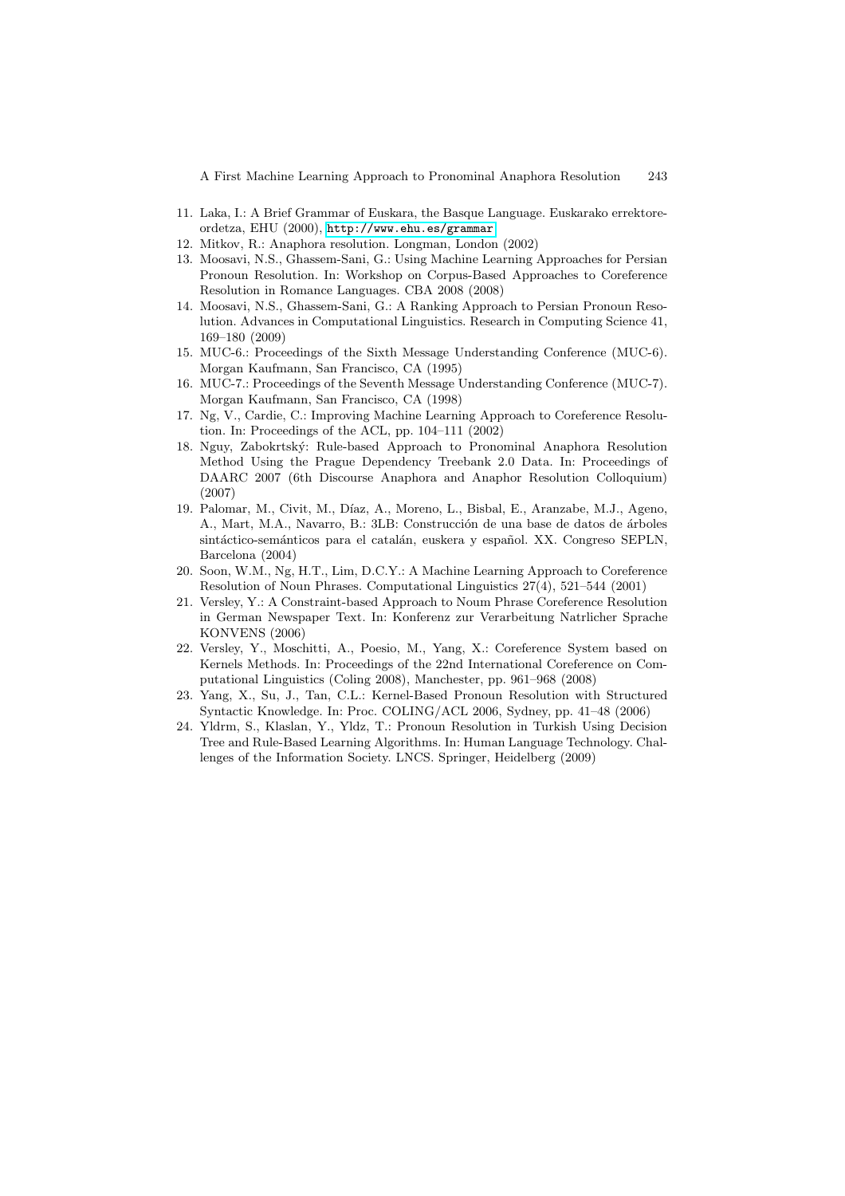11. Laka, I.: A Brief Grammar of Euskara, the Basque Language. Euskarako errektoreordetza, EHU (2000), http://www.ehu.es/grammar
12. Mitkov, R.: Anaphora resolution. Longman, London (2002)
13. Moosavi, N.S., Ghassem-Sani, G.: Using Machine Learning Approaches for Persian Pronoun Resolution. In: Workshop on Corpus-Based Approaches to Coreference Resolution in Romance Languages. CBA 2008 (2008)
14. Moosavi, N.S., Ghassem-Sani, G.: A Ranking Approach to Persian Pronoun Resolution. Advances in Computational Linguistics. Research in Computing Science 41, 169–180 (2009)
15. MUC-6.: Proceedings of the Sixth Message Understanding Conference (MUC-6). Morgan Kaufmann, San Francisco, CA (1995)
16. MUC-7.: Proceedings of the Seventh Message Understanding Conference (MUC-7). Morgan Kaufmann, San Francisco, CA (1998)
17. Ng, V., Cardie, C.: Improving Machine Learning Approach to Coreference Resolution. In: Proceedings of the ACL, pp. 104–111 (2002)
18. Nguy, Zabokrtský: Rule-based Approach to Pronominal Anaphora Resolution Method Using the Prague Dependency Treebank 2.0 Data. In: Proceedings of DAARC 2007 (6th Discourse Anaphora and Anaphor Resolution Colloquium) (2007)
19. Palomar, M., Civit, M., Díaz, A., Moreno, L., Bisbal, E., Aranzabe, M.J., Ageno, A., Mart, M.A., Navarro, B.: 3LB: Construcción de una base de datos de árboles sintáctico-semánticos para el catalán, euskera y español. XX. Congreso SEPLN, Barcelona (2004)
20. Soon, W.M., Ng, H.T., Lim, D.C.Y.: A Machine Learning Approach to Coreference Resolution of Noun Phrases. Computational Linguistics 27(4), 521–544 (2001)
21. Versley, Y.: A Constraint-based Approach to Noum Phrase Coreference Resolution in German Newspaper Text. In: Konferenz zur Verarbeitung Natrlicher Sprache KONVENS (2006)
22. Versley, Y., Moschitti, A., Poesio, M., Yang, X.: Coreference System based on Kernels Methods. In: Proceedings of the 22nd International Coreference on Computational Linguistics (Coling 2008), Manchester, pp. 961–968 (2008)
23. Yang, X., Su, J., Tan, C.L.: Kernel-Based Pronoun Resolution with Structured Syntactic Knowledge. In: Proc. COLING/ACL 2006, Sydney, pp. 41–48 (2006)
24. Yldrm, S., Klaslan, Y., Yldz, T.: Pronoun Resolution in Turkish Using Decision Tree and Rule-Based Learning Algorithms. In: Human Language Technology. Challenges of the Information Society. LNCS. Springer, Heidelberg (2009)